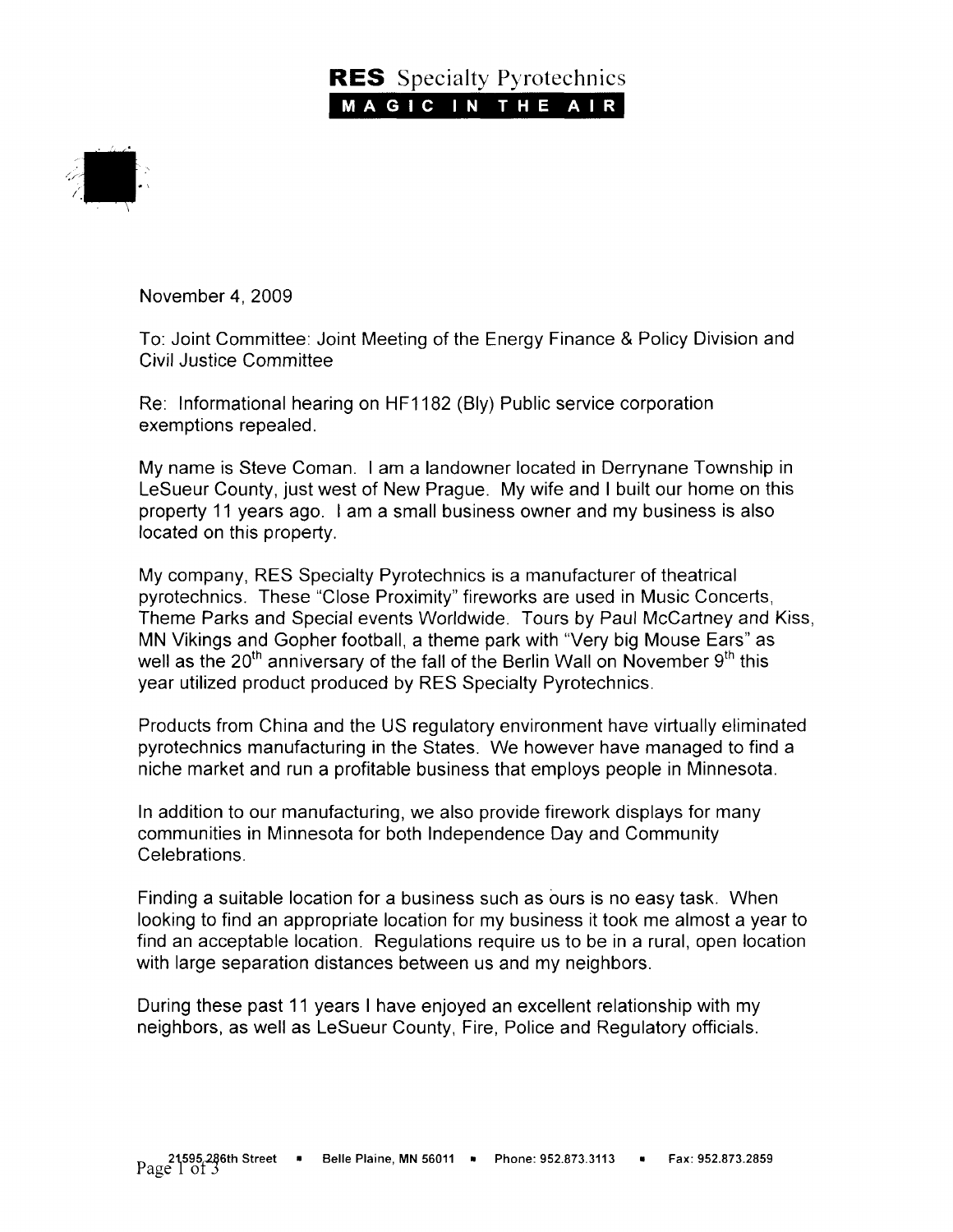**RES** Specialty Pyrotechnics
**MAGIC IN THE AIR**

November 4, 2009

To: Joint Committee: Joint Meeting of the Energy Finance & Policy Division and Civil Justice Committee

Re: Informational hearing on HF1182 (Bly) Public service corporation exemptions repealed.

My name is Steve Coman. I am a landowner located in Derrynane Township in LeSueur County, just west of New Prague. My wife and I built our home on this property 11 years ago. I am a small business owner and my business is also located on this property.

My company, RES Specialty Pyrotechnics is a manufacturer of theatrical pyrotechnics. These "Close Proximity" fireworks are used in Music Concerts, Theme Parks and Special events Worldwide. Tours by Paul McCartney and Kiss, MN Vikings and Gopher football, a theme park with "Very big Mouse Ears" as well as the 20th anniversary of the fall of the Berlin Wall on November 9th this year utilized product produced by RES Specialty Pyrotechnics.

Products from China and the US regulatory environment have virtually eliminated pyrotechnics manufacturing in the States. We however have managed to find a niche market and run a profitable business that employs people in Minnesota.

In addition to our manufacturing, we also provide firework displays for many communities in Minnesota for both Independence Day and Community Celebrations.

Finding a suitable location for a business such as ours is no easy task. When looking to find an appropriate location for my business it took me almost a year to find an acceptable location. Regulations require us to be in a rural, open location with large separation distances between us and my neighbors.

During these past 11 years I have enjoyed an excellent relationship with my neighbors, as well as LeSueur County, Fire, Police and Regulatory officials.

21595 286th Street • Belle Plaine, MN 56011 • Phone: 952.873.3113 • Fax: 952.873.2859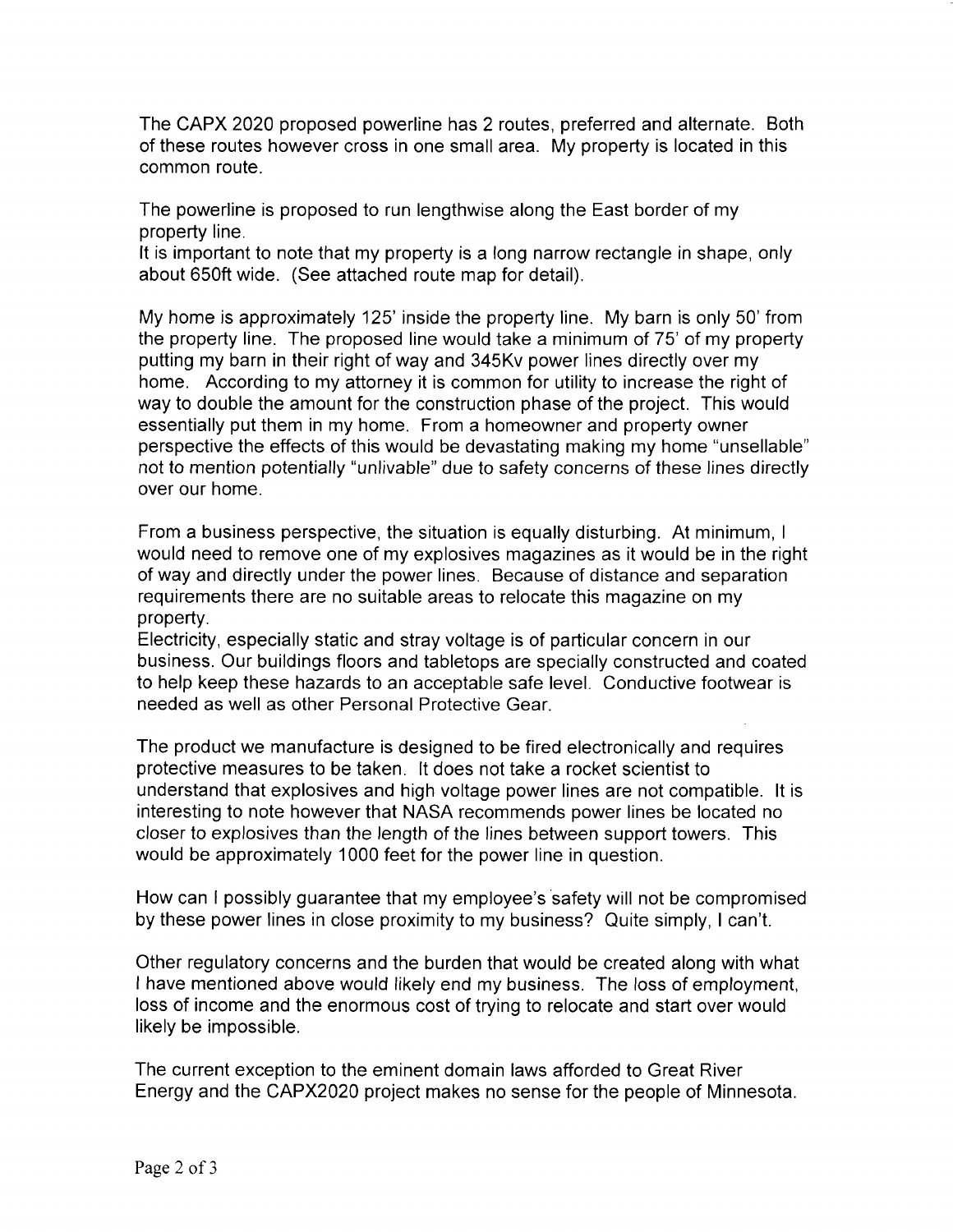The CAPX 2020 proposed powerline has 2 routes, preferred and alternate. Both of these routes however cross in one small area. My property is located in this common route.

The powerline is proposed to run lengthwise along the East border of my property line.
It is important to note that my property is a long narrow rectangle in shape, only about 650ft wide. (See attached route map for detail).

My home is approximately 125' inside the property line. My barn is only 50' from the property line. The proposed line would take a minimum of 75' of my property putting my barn in their right of way and 345Kv power lines directly over my home. According to my attorney it is common for utility to increase the right of way to double the amount for the construction phase of the project. This would essentially put them in my home. From a homeowner and property owner perspective the effects of this would be devastating making my home "unsellable" not to mention potentially "unlivable" due to safety concerns of these lines directly over our home.

From a business perspective, the situation is equally disturbing. At minimum, I would need to remove one of my explosives magazines as it would be in the right of way and directly under the power lines. Because of distance and separation requirements there are no suitable areas to relocate this magazine on my property.
Electricity, especially static and stray voltage is of particular concern in our business. Our buildings floors and tabletops are specially constructed and coated to help keep these hazards to an acceptable safe level. Conductive footwear is needed as well as other Personal Protective Gear.

The product we manufacture is designed to be fired electronically and requires protective measures to be taken. It does not take a rocket scientist to understand that explosives and high voltage power lines are not compatible. It is interesting to note however that NASA recommends power lines be located no closer to explosives than the length of the lines between support towers. This would be approximately 1000 feet for the power line in question.

How can I possibly guarantee that my employee's safety will not be compromised by these power lines in close proximity to my business? Quite simply, I can't.

Other regulatory concerns and the burden that would be created along with what I have mentioned above would likely end my business. The loss of employment, loss of income and the enormous cost of trying to relocate and start over would likely be impossible.

The current exception to the eminent domain laws afforded to Great River Energy and the CAPX2020 project makes no sense for the people of Minnesota.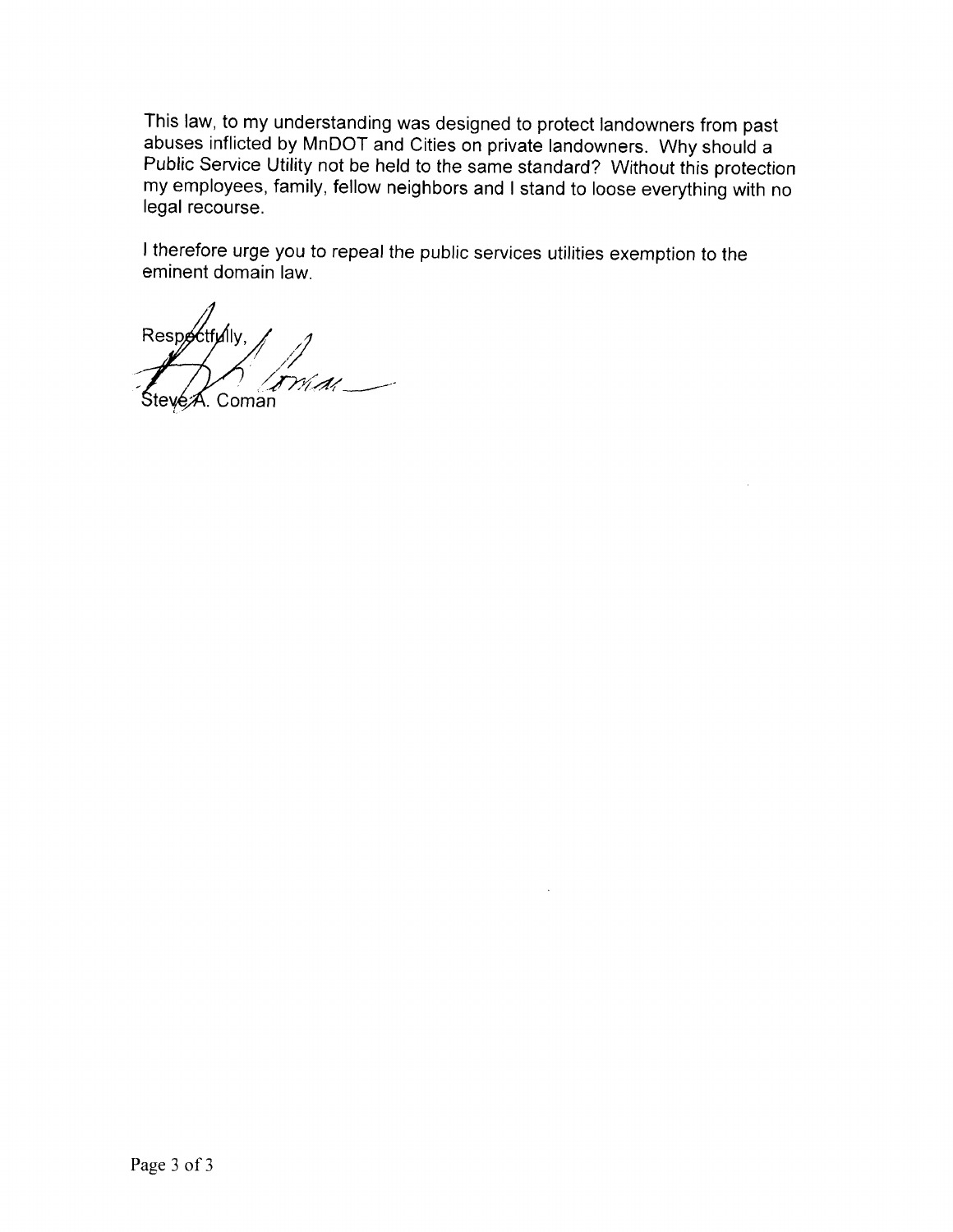This law, to my understanding was designed to protect landowners from past abuses inflicted by MnDOT and Cities on private landowners. Why should a Public Service Utility not be held to the same standard? Without this protection my employees, family, fellow neighbors and I stand to loose everything with no legal recourse.

I therefore urge you to repeal the public services utilities exemption to the eminent domain law.

Respectfully,

Steve A. Coman